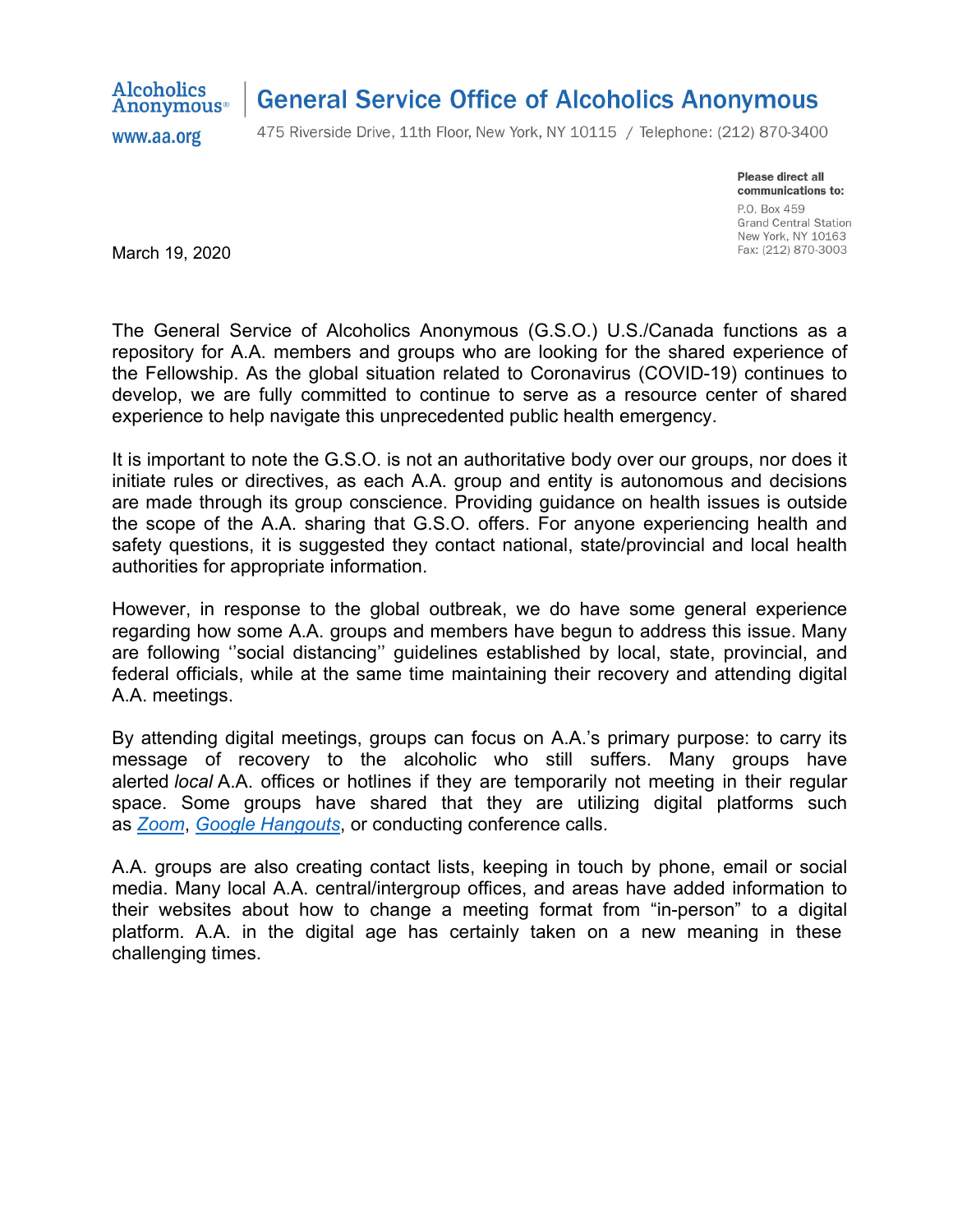Alcoholics Anonymous® | **General Service Office of Alcoholics Anonymous**

www.aa.org

475 Riverside Drive, 11th Floor, New York, NY 10115 / Telephone: (212) 870-3400

**Please direct all communications to:**
P.O. Box 459
Grand Central Station
New York, NY 10163
Fax: (212) 870-3003

March 19, 2020

The General Service of Alcoholics Anonymous (G.S.O.) U.S./Canada functions as a repository for A.A. members and groups who are looking for the shared experience of the Fellowship. As the global situation related to Coronavirus (COVID-19) continues to develop, we are fully committed to continue to serve as a resource center of shared experience to help navigate this unprecedented public health emergency.

It is important to note the G.S.O. is not an authoritative body over our groups, nor does it initiate rules or directives, as each A.A. group and entity is autonomous and decisions are made through its group conscience. Providing guidance on health issues is outside the scope of the A.A. sharing that G.S.O. offers. For anyone experiencing health and safety questions, it is suggested they contact national, state/provincial and local health authorities for appropriate information.

However, in response to the global outbreak, we do have some general experience regarding how some A.A. groups and members have begun to address this issue. Many are following ''social distancing'' guidelines established by local, state, provincial, and federal officials, while at the same time maintaining their recovery and attending digital A.A. meetings.

By attending digital meetings, groups can focus on A.A.'s primary purpose: to carry its message of recovery to the alcoholic who still suffers. Many groups have alerted *local* A.A. offices or hotlines if they are temporarily not meeting in their regular space. Some groups have shared that they are utilizing digital platforms such as *Zoom*, *Google Hangouts*, or conducting conference calls.

A.A. groups are also creating contact lists, keeping in touch by phone, email or social media. Many local A.A. central/intergroup offices, and areas have added information to their websites about how to change a meeting format from "in-person" to a digital platform. A.A. in the digital age has certainly taken on a new meaning in these challenging times.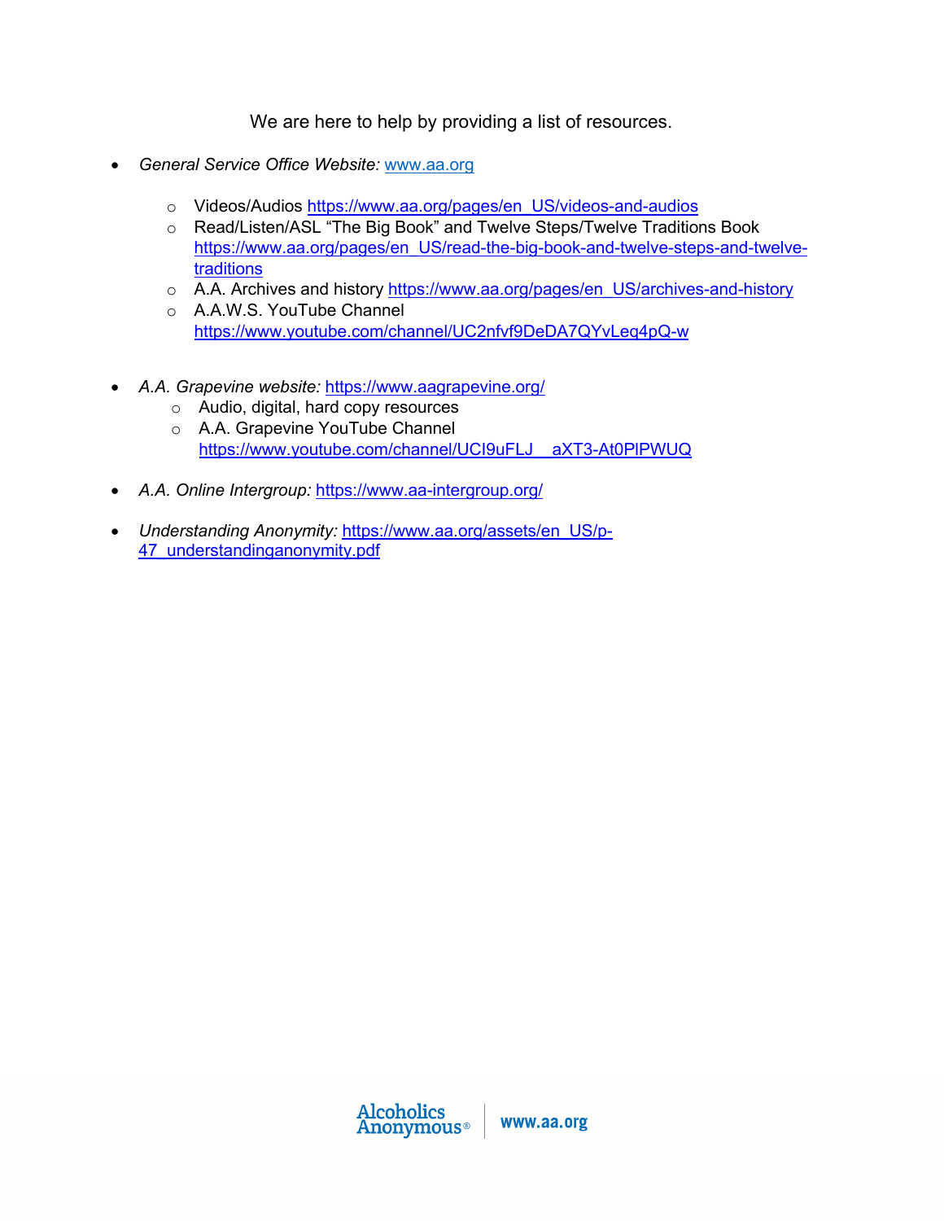We are here to help by providing a list of resources.

- *General Service Office Website:* www.aa.org
  - Videos/Audios https://www.aa.org/pages/en_US/videos-and-audios
  - Read/Listen/ASL "The Big Book" and Twelve Steps/Twelve Traditions Book https://www.aa.org/pages/en_US/read-the-big-book-and-twelve-steps-and-twelve-traditions
  - A.A. Archives and history https://www.aa.org/pages/en_US/archives-and-history
  - A.A.W.S. YouTube Channel https://www.youtube.com/channel/UC2nfvf9DeDA7QYvLeq4pQ-w

- *A.A. Grapevine website:* https://www.aagrapevine.org/
  - Audio, digital, hard copy resources
  - A.A. Grapevine YouTube Channel https://www.youtube.com/channel/UCI9uFLJ__aXT3-At0PlPWUQ

- *A.A. Online Intergroup:* https://www.aa-intergroup.org/

- *Understanding Anonymity:* https://www.aa.org/assets/en_US/p-47_understandinganonymity.pdf

Alcoholics Anonymous® | www.aa.org